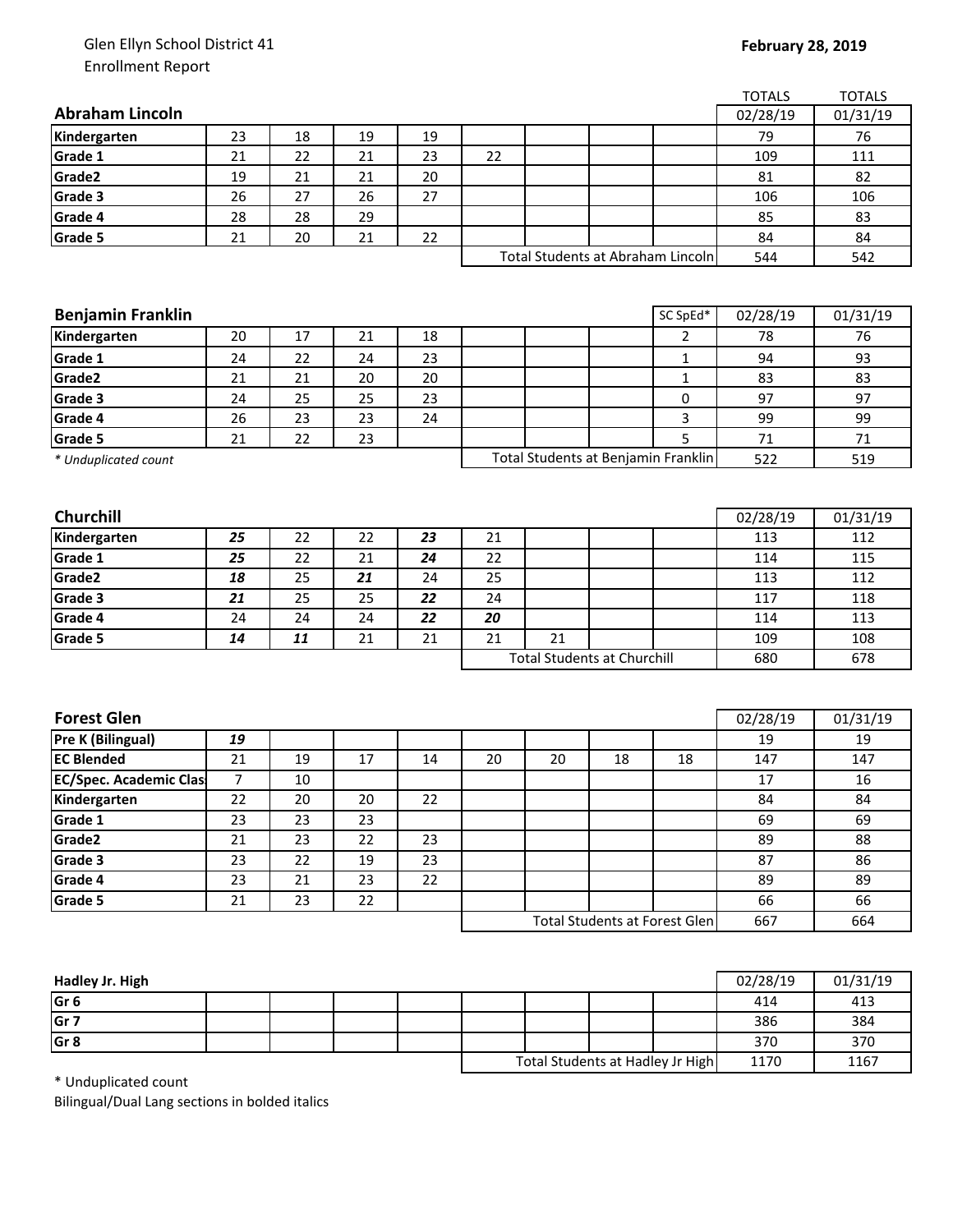Glen Ellyn School District 41
Enrollment Report

**February 28, 2019**

| **Abraham Lincoln** | | | | | | | | | TOTALS 02/28/19 | TOTALS 01/31/19 |
|---|---|---|---|---|---|---|---|---|---|---|
| **Kindergarten** | 23 | 18 | 19 | 19 | | | | | 79 | 76 |
| **Grade 1** | 21 | 22 | 21 | 23 | 22 | | | | 109 | 111 |
| **Grade2** | 19 | 21 | 21 | 20 | | | | | 81 | 82 |
| **Grade 3** | 26 | 27 | 26 | 27 | | | | | 106 | 106 |
| **Grade 4** | 28 | 28 | 29 | | | | | | 85 | 83 |
| **Grade 5** | 21 | 20 | 21 | 22 | | | | | 84 | 84 |
| | | | | | Total Students at Abraham Lincoln | | | | 544 | 542 |

| **Benjamin Franklin** | | | | | | | | SC SpEd* | 02/28/19 | 01/31/19 |
|---|---|---|---|---|---|---|---|---|---|---|
| **Kindergarten** | 20 | 17 | 21 | 18 | | | | 2 | 78 | 76 |
| **Grade 1** | 24 | 22 | 24 | 23 | | | | 1 | 94 | 93 |
| **Grade2** | 21 | 21 | 20 | 20 | | | | 1 | 83 | 83 |
| **Grade 3** | 24 | 25 | 25 | 23 | | | | 0 | 97 | 97 |
| **Grade 4** | 26 | 23 | 23 | 24 | | | | 3 | 99 | 99 |
| **Grade 5** | 21 | 22 | 23 | | | | | 5 | 71 | 71 |
| *\* Unduplicated count* | | | | | Total Students at Benjamin Franklin | | | | 522 | 519 |

| **Churchill** | | | | | | | | | 02/28/19 | 01/31/19 |
|---|---|---|---|---|---|---|---|---|---|---|
| **Kindergarten** | ***25*** | 22 | 22 | ***23*** | 21 | | | | 113 | 112 |
| **Grade 1** | ***25*** | 22 | 21 | ***24*** | 22 | | | | 114 | 115 |
| **Grade2** | ***18*** | 25 | ***21*** | 24 | 25 | | | | 113 | 112 |
| **Grade 3** | ***21*** | 25 | 25 | ***22*** | 24 | | | | 117 | 118 |
| **Grade 4** | 24 | 24 | 24 | ***22*** | ***20*** | | | | 114 | 113 |
| **Grade 5** | ***14*** | ***11*** | 21 | 21 | 21 | 21 | | | 109 | 108 |
| | | | | | Total Students at Churchill | | | | 680 | 678 |

| **Forest Glen** | | | | | | | | | 02/28/19 | 01/31/19 |
|---|---|---|---|---|---|---|---|---|---|---|
| **Pre K (Bilingual)** | ***19*** | | | | | | | | 19 | 19 |
| **EC Blended** | 21 | 19 | 17 | 14 | 20 | 20 | 18 | 18 | 147 | 147 |
| **EC/Spec. Academic Clas** | 7 | 10 | | | | | | | 17 | 16 |
| **Kindergarten** | 22 | 20 | 20 | 22 | | | | | 84 | 84 |
| **Grade 1** | 23 | 23 | 23 | | | | | | 69 | 69 |
| **Grade2** | 21 | 23 | 22 | 23 | | | | | 89 | 88 |
| **Grade 3** | 23 | 22 | 19 | 23 | | | | | 87 | 86 |
| **Grade 4** | 23 | 21 | 23 | 22 | | | | | 89 | 89 |
| **Grade 5** | 21 | 23 | 22 | | | | | | 66 | 66 |
| | | | | | Total Students at Forest Glen | | | | 667 | 664 |

| **Hadley Jr. High** | | | | | | | | | 02/28/19 | 01/31/19 |
|---|---|---|---|---|---|---|---|---|---|---|
| **Gr 6** | | | | | | | | | 414 | 413 |
| **Gr 7** | | | | | | | | | 386 | 384 |
| **Gr 8** | | | | | | | | | 370 | 370 |
| | | | | | Total Students at Hadley Jr High | | | | 1170 | 1167 |

\* Unduplicated count

Bilingual/Dual Lang sections in bolded italics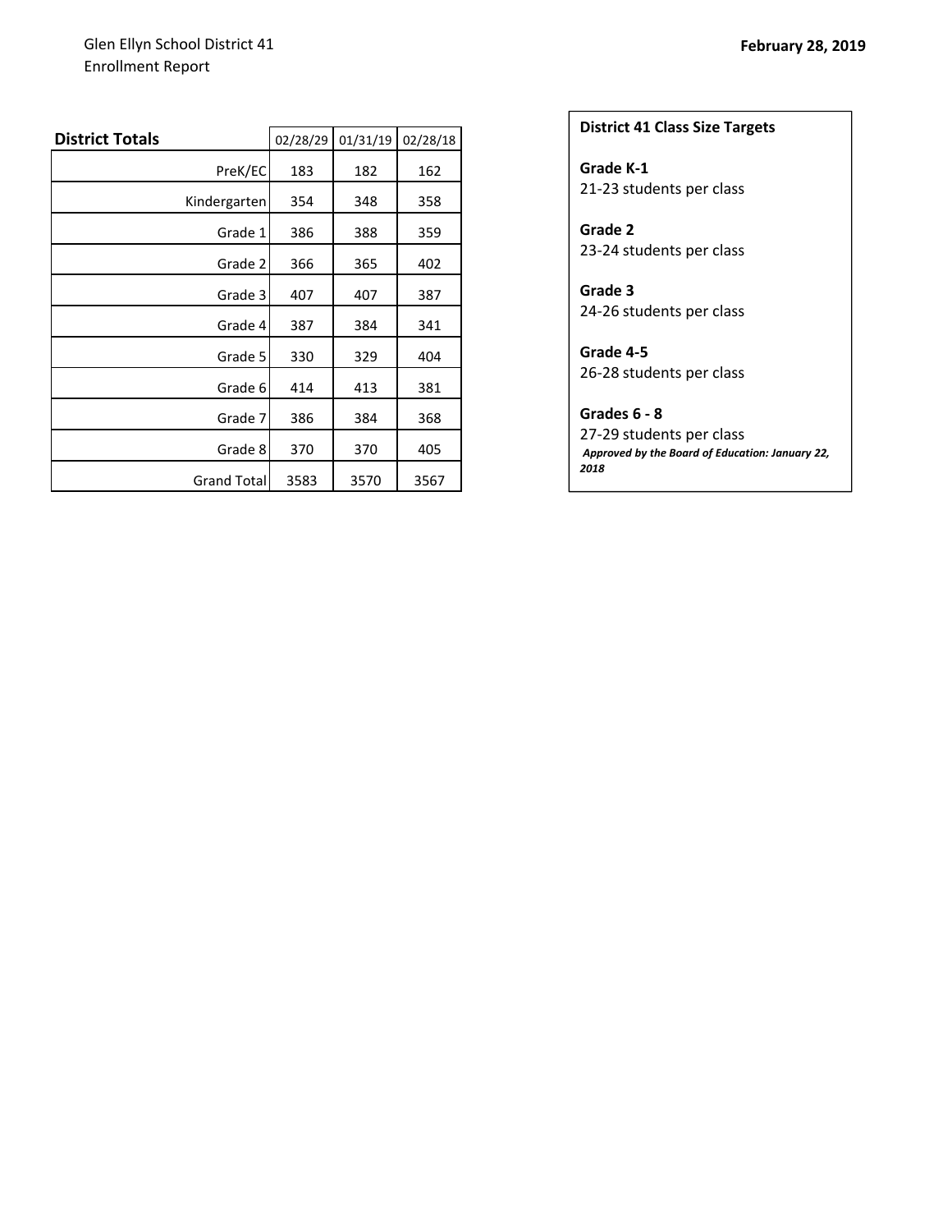Glen Ellyn School District 41
Enrollment Report

**February 28, 2019**

| **District Totals** | 02/28/29 | 01/31/19 | 02/28/18 |
|---|---|---|---|
| PreK/EC | 183 | 182 | 162 |
| Kindergarten | 354 | 348 | 358 |
| Grade 1 | 386 | 388 | 359 |
| Grade 2 | 366 | 365 | 402 |
| Grade 3 | 407 | 407 | 387 |
| Grade 4 | 387 | 384 | 341 |
| Grade 5 | 330 | 329 | 404 |
| Grade 6 | 414 | 413 | 381 |
| Grade 7 | 386 | 384 | 368 |
| Grade 8 | 370 | 370 | 405 |
| Grand Total | 3583 | 3570 | 3567 |

**District 41 Class Size Targets**

**Grade K-1**
21-23 students per class

**Grade 2**
23-24 students per class

**Grade 3**
24-26 students per class

**Grade 4-5**
26-28 students per class

**Grades 6 - 8**
27-29 students per class

***Approved by the Board of Education: January 22, 2018***